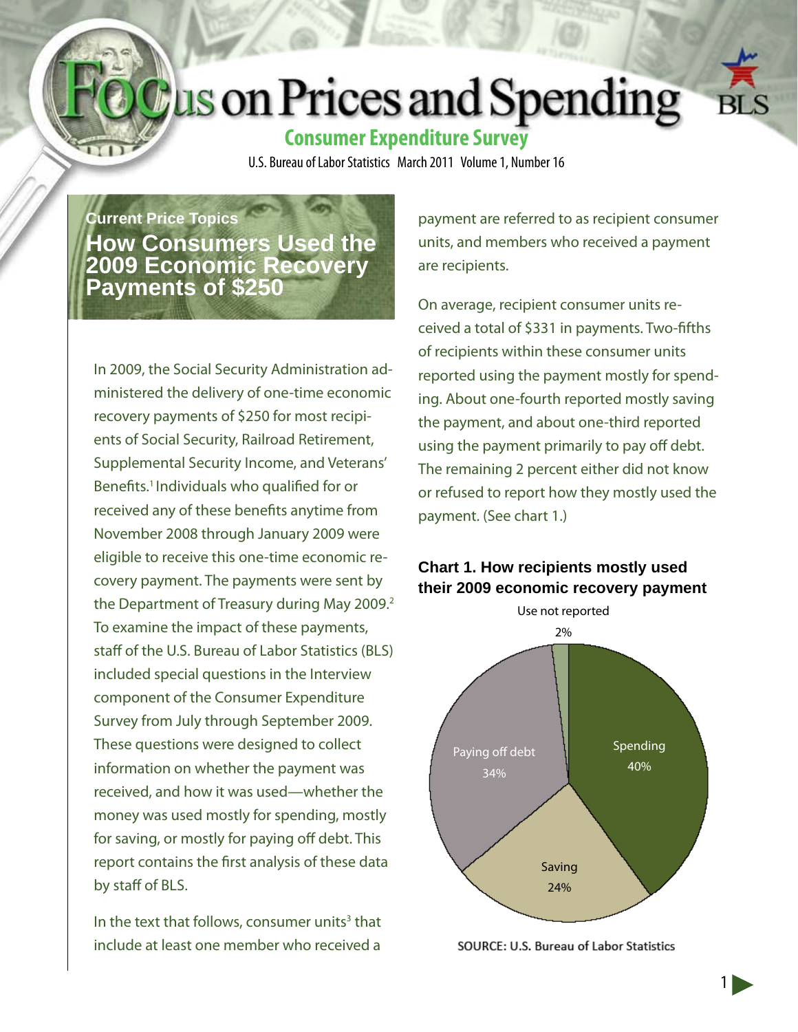# Focus on Prices and Spending

## Consumer Expenditure Survey

U.S. Bureau of Labor Statistics March 2011 Volume 1, Number 16

### Current Price Topics

## How Consumers Used the 2009 Economic Recovery Payments of $250

In 2009, the Social Security Administration administered the delivery of one-time economic recovery payments of $250 for most recipients of Social Security, Railroad Retirement, Supplemental Security Income, and Veterans' Benefits.[1] Individuals who qualified for or received any of these benefits anytime from November 2008 through January 2009 were eligible to receive this one-time economic recovery payment. The payments were sent by the Department of Treasury during May 2009.[2] To examine the impact of these payments, staff of the U.S. Bureau of Labor Statistics (BLS) included special questions in the Interview component of the Consumer Expenditure Survey from July through September 2009. These questions were designed to collect information on whether the payment was received, and how it was used—whether the money was used mostly for spending, mostly for saving, or mostly for paying off debt. This report contains the first analysis of these data by staff of BLS.

In the text that follows, consumer units[3] that include at least one member who received a payment are referred to as recipient consumer units, and members who received a payment are recipients.

On average, recipient consumer units received a total of $331 in payments. Two-fifths of recipients within these consumer units reported using the payment mostly for spending. About one-fourth reported mostly saving the payment, and about one-third reported using the payment primarily to pay off debt. The remaining 2 percent either did not know or refused to report how they mostly used the payment. (See chart 1.)

**Chart 1. How recipients mostly used their 2009 economic recovery payment**

| Use | Percent |
|---|---|
| Spending | 40% |
| Saving | 24% |
| Paying off debt | 34% |
| Use not reported | 2% |

SOURCE: U.S. Bureau of Labor Statistics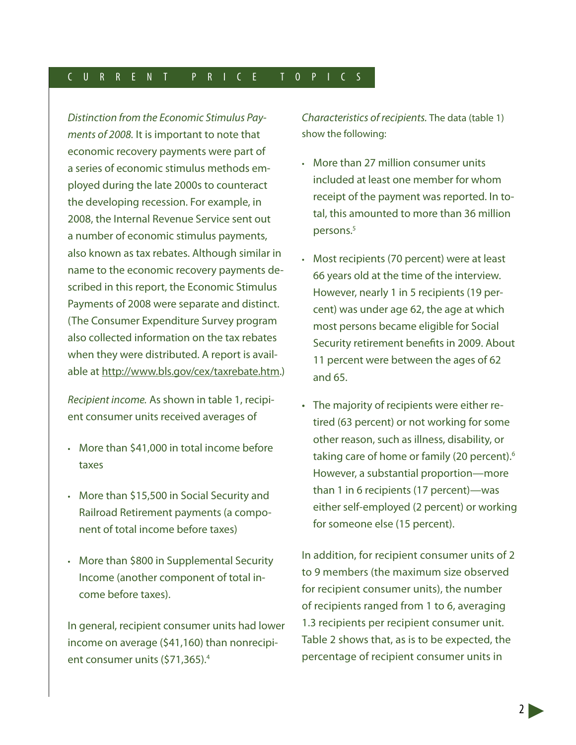*Distinction from the Economic Stimulus Payments of 2008.* It is important to note that economic recovery payments were part of a series of economic stimulus methods employed during the late 2000s to counteract the developing recession. For example, in 2008, the Internal Revenue Service sent out a number of economic stimulus payments, also known as tax rebates. Although similar in name to the economic recovery payments described in this report, the Economic Stimulus Payments of 2008 were separate and distinct. (The Consumer Expenditure Survey program also collected information on the tax rebates when they were distributed. A report is available at http://www.bls.gov/cex/taxrebate.htm.)

*Recipient income.* As shown in table 1, recipient consumer units received averages of

- More than $41,000 in total income before taxes
- More than $15,500 in Social Security and Railroad Retirement payments (a component of total income before taxes)
- More than $800 in Supplemental Security Income (another component of total income before taxes).

In general, recipient consumer units had lower income on average ($41,160) than nonrecipient consumer units ($71,365).[4]

*Characteristics of recipients.* The data (table 1) show the following:

- More than 27 million consumer units included at least one member for whom receipt of the payment was reported. In total, this amounted to more than 36 million persons.[5]
- Most recipients (70 percent) were at least 66 years old at the time of the interview. However, nearly 1 in 5 recipients (19 percent) was under age 62, the age at which most persons became eligible for Social Security retirement benefits in 2009. About 11 percent were between the ages of 62 and 65.
- The majority of recipients were either retired (63 percent) or not working for some other reason, such as illness, disability, or taking care of home or family (20 percent).[6] However, a substantial proportion—more than 1 in 6 recipients (17 percent)—was either self-employed (2 percent) or working for someone else (15 percent).

In addition, for recipient consumer units of 2 to 9 members (the maximum size observed for recipient consumer units), the number of recipients ranged from 1 to 6, averaging 1.3 recipients per recipient consumer unit. Table 2 shows that, as is to be expected, the percentage of recipient consumer units in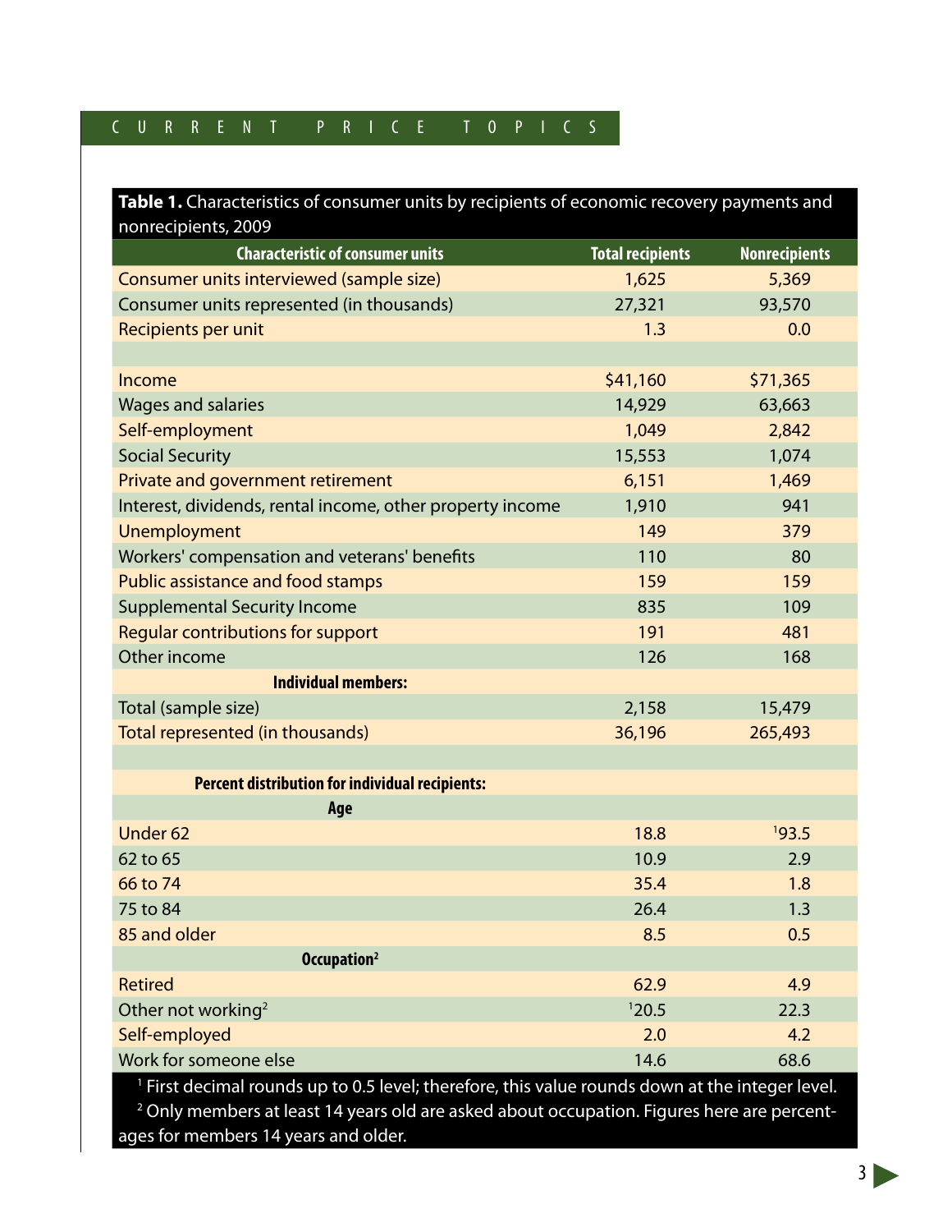**Table 1.** Characteristics of consumer units by recipients of economic recovery payments and nonrecipients, 2009

| Characteristic of consumer units | Total recipients | Nonrecipients |
|---|---|---|
| Consumer units interviewed (sample size) | 1,625 | 5,369 |
| Consumer units represented (in thousands) | 27,321 | 93,570 |
| Recipients per unit | 1.3 | 0.0 |
| | | |
| Income | $41,160 | $71,365 |
| Wages and salaries | 14,929 | 63,663 |
| Self-employment | 1,049 | 2,842 |
| Social Security | 15,553 | 1,074 |
| Private and government retirement | 6,151 | 1,469 |
| Interest, dividends, rental income, other property income | 1,910 | 941 |
| Unemployment | 149 | 379 |
| Workers' compensation and veterans' benefits | 110 | 80 |
| Public assistance and food stamps | 159 | 159 |
| Supplemental Security Income | 835 | 109 |
| Regular contributions for support | 191 | 481 |
| Other income | 126 | 168 |
| **Individual members:** | | |
| Total (sample size) | 2,158 | 15,479 |
| Total represented (in thousands) | 36,196 | 265,493 |
| | | |
| **Percent distribution for individual recipients:** | | |
| **Age** | | |
| Under 62 | 18.8 | [1]93.5 |
| 62 to 65 | 10.9 | 2.9 |
| 66 to 74 | 35.4 | 1.8 |
| 75 to 84 | 26.4 | 1.3 |
| 85 and older | 8.5 | 0.5 |
| **Occupation**[2] | | |
| Retired | 62.9 | 4.9 |
| Other not working[2] | [1]20.5 | 22.3 |
| Self-employed | 2.0 | 4.2 |
| Work for someone else | 14.6 | 68.6 |

[1] First decimal rounds up to 0.5 level; therefore, this value rounds down at the integer level.

[2] Only members at least 14 years old are asked about occupation. Figures here are percentages for members 14 years and older.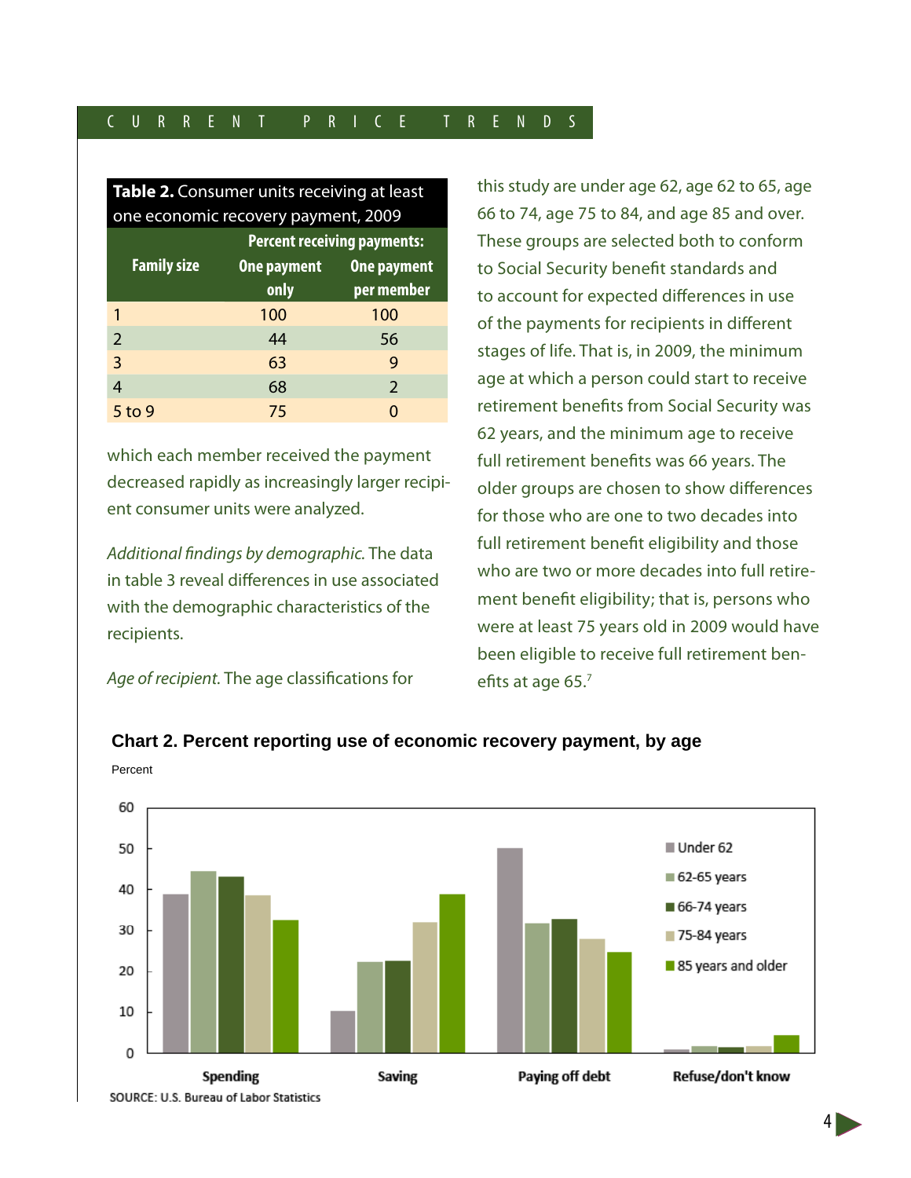**Table 2.** Consumer units receiving at least one economic recovery payment, 2009

| Family size | Percent receiving payments: | |
|---|---|---|
| | One payment only | One payment per member |
| 1 | 100 | 100 |
| 2 | 44 | 56 |
| 3 | 63 | 9 |
| 4 | 68 | 2 |
| 5 to 9 | 75 | 0 |

which each member received the payment decreased rapidly as increasingly larger recipient consumer units were analyzed.

*Additional findings by demographic.* The data in table 3 reveal differences in use associated with the demographic characteristics of the recipients.

*Age of recipient.* The age classifications for this study are under age 62, age 62 to 65, age 66 to 74, age 75 to 84, and age 85 and over. These groups are selected both to conform to Social Security benefit standards and to account for expected differences in use of the payments for recipients in different stages of life. That is, in 2009, the minimum age at which a person could start to receive retirement benefits from Social Security was 62 years, and the minimum age to receive full retirement benefits was 66 years. The older groups are chosen to show differences for those who are one to two decades into full retirement benefit eligibility and those who are two or more decades into full retirement benefit eligibility; that is, persons who were at least 75 years old in 2009 would have been eligible to receive full retirement benefits at age 65.[7]

**Chart 2. Percent reporting use of economic recovery payment, by age**

SOURCE: U.S. Bureau of Labor Statistics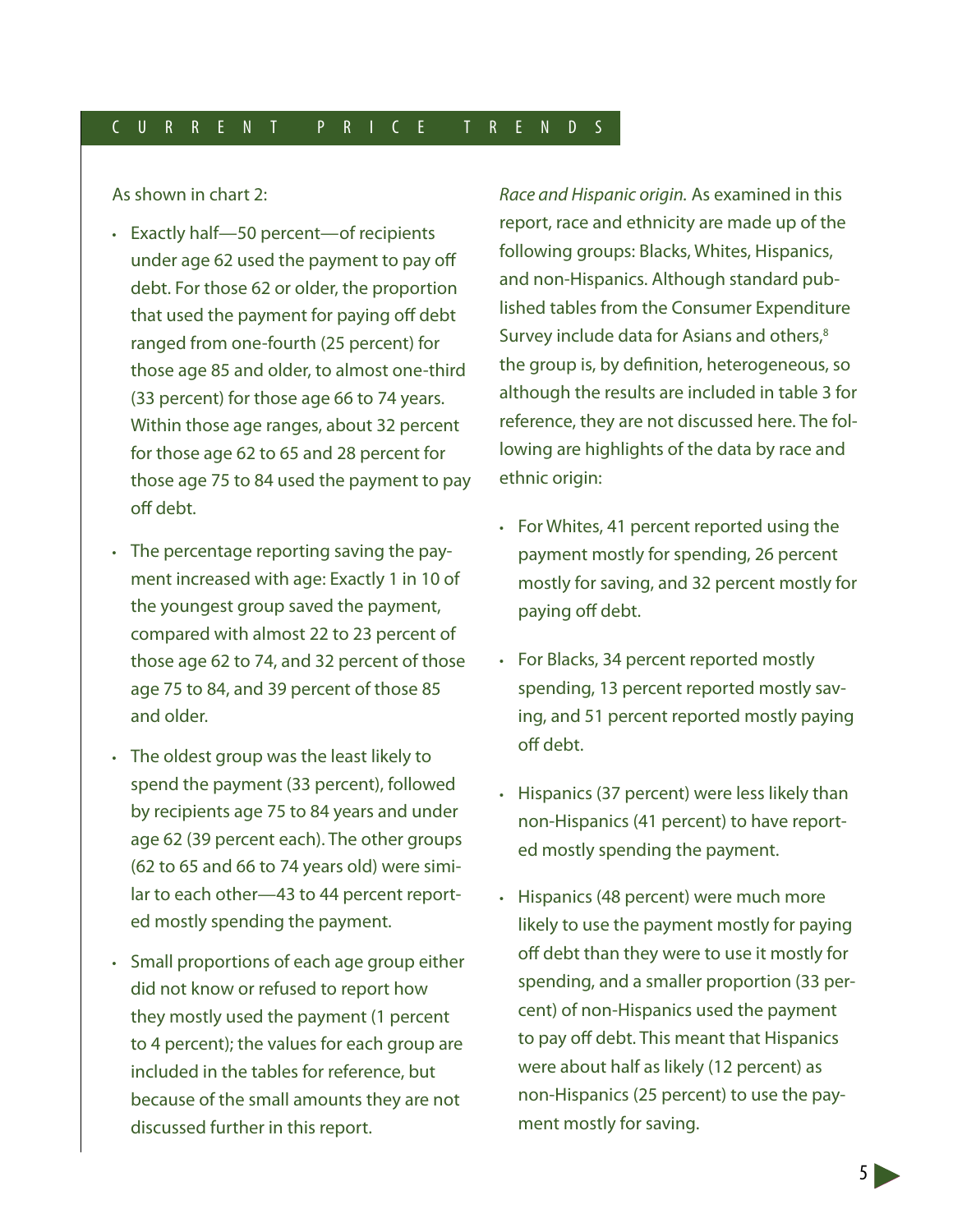As shown in chart 2:

- Exactly half—50 percent—of recipients under age 62 used the payment to pay off debt. For those 62 or older, the proportion that used the payment for paying off debt ranged from one-fourth (25 percent) for those age 85 and older, to almost one-third (33 percent) for those age 66 to 74 years. Within those age ranges, about 32 percent for those age 62 to 65 and 28 percent for those age 75 to 84 used the payment to pay off debt.
- The percentage reporting saving the payment increased with age: Exactly 1 in 10 of the youngest group saved the payment, compared with almost 22 to 23 percent of those age 62 to 74, and 32 percent of those age 75 to 84, and 39 percent of those 85 and older.
- The oldest group was the least likely to spend the payment (33 percent), followed by recipients age 75 to 84 years and under age 62 (39 percent each). The other groups (62 to 65 and 66 to 74 years old) were similar to each other—43 to 44 percent reported mostly spending the payment.
- Small proportions of each age group either did not know or refused to report how they mostly used the payment (1 percent to 4 percent); the values for each group are included in the tables for reference, but because of the small amounts they are not discussed further in this report.

*Race and Hispanic origin.* As examined in this report, race and ethnicity are made up of the following groups: Blacks, Whites, Hispanics, and non-Hispanics. Although standard published tables from the Consumer Expenditure Survey include data for Asians and others,[8] the group is, by definition, heterogeneous, so although the results are included in table 3 for reference, they are not discussed here. The following are highlights of the data by race and ethnic origin:

- For Whites, 41 percent reported using the payment mostly for spending, 26 percent mostly for saving, and 32 percent mostly for paying off debt.
- For Blacks, 34 percent reported mostly spending, 13 percent reported mostly saving, and 51 percent reported mostly paying off debt.
- Hispanics (37 percent) were less likely than non-Hispanics (41 percent) to have reported mostly spending the payment.
- Hispanics (48 percent) were much more likely to use the payment mostly for paying off debt than they were to use it mostly for spending, and a smaller proportion (33 percent) of non-Hispanics used the payment to pay off debt. This meant that Hispanics were about half as likely (12 percent) as non-Hispanics (25 percent) to use the payment mostly for saving.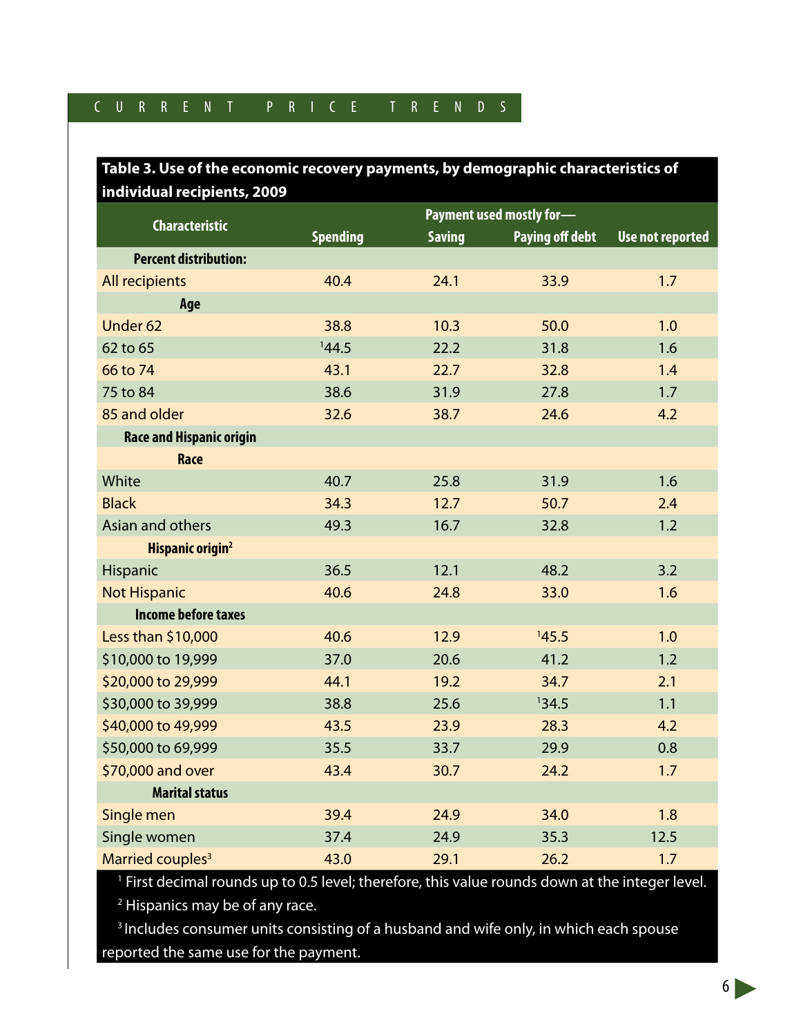**Table 3. Use of the economic recovery payments, by demographic characteristics of individual recipients, 2009**

| Characteristic | Payment used mostly for— | | | |
|---|---|---|---|---|
| | Spending | Saving | Paying off debt | Use not reported |
| **Percent distribution:** | | | | |
| All recipients | 40.4 | 24.1 | 33.9 | 1.7 |
| **Age** | | | | |
| Under 62 | 38.8 | 10.3 | 50.0 | 1.0 |
| 62 to 65 | [1]44.5 | 22.2 | 31.8 | 1.6 |
| 66 to 74 | 43.1 | 22.7 | 32.8 | 1.4 |
| 75 to 84 | 38.6 | 31.9 | 27.8 | 1.7 |
| 85 and older | 32.6 | 38.7 | 24.6 | 4.2 |
| **Race and Hispanic origin** | | | | |
| **Race** | | | | |
| White | 40.7 | 25.8 | 31.9 | 1.6 |
| Black | 34.3 | 12.7 | 50.7 | 2.4 |
| Asian and others | 49.3 | 16.7 | 32.8 | 1.2 |
| **Hispanic origin[2]** | | | | |
| Hispanic | 36.5 | 12.1 | 48.2 | 3.2 |
| Not Hispanic | 40.6 | 24.8 | 33.0 | 1.6 |
| **Income before taxes** | | | | |
| Less than $10,000 | 40.6 | 12.9 | [1]45.5 | 1.0 |
| $10,000 to 19,999 | 37.0 | 20.6 | 41.2 | 1.2 |
| $20,000 to 29,999 | 44.1 | 19.2 | 34.7 | 2.1 |
| $30,000 to 39,999 | 38.8 | 25.6 | [1]34.5 | 1.1 |
| $40,000 to 49,999 | 43.5 | 23.9 | 28.3 | 4.2 |
| $50,000 to 69,999 | 35.5 | 33.7 | 29.9 | 0.8 |
| $70,000 and over | 43.4 | 30.7 | 24.2 | 1.7 |
| **Marital status** | | | | |
| Single men | 39.4 | 24.9 | 34.0 | 1.8 |
| Single women | 37.4 | 24.9 | 35.3 | 12.5 |
| Married couples[3] | 43.0 | 29.1 | 26.2 | 1.7 |

[1] First decimal rounds up to 0.5 level; therefore, this value rounds down at the integer level.

[2] Hispanics may be of any race.

[3] Includes consumer units consisting of a husband and wife only, in which each spouse reported the same use for the payment.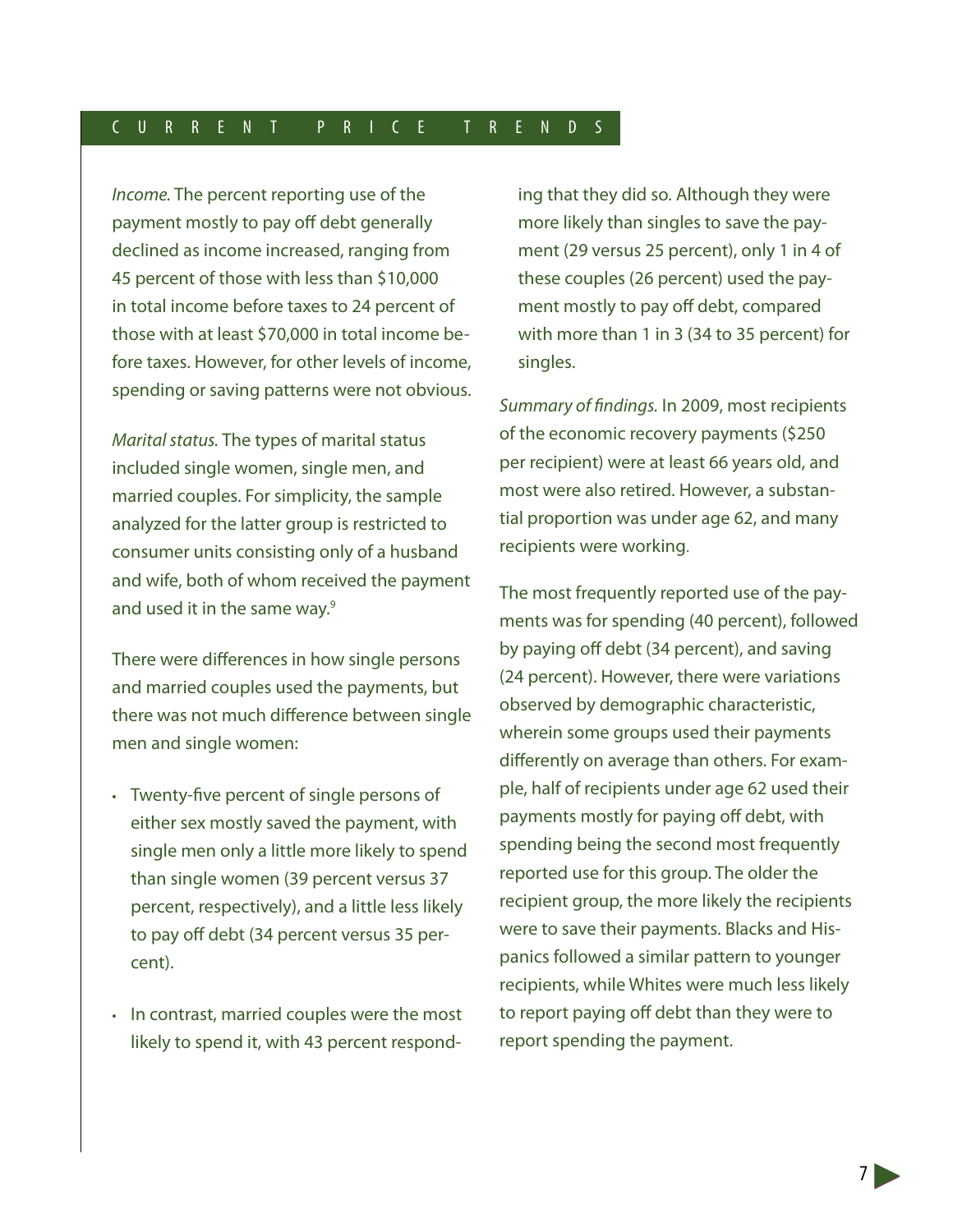*Income.* The percent reporting use of the payment mostly to pay off debt generally declined as income increased, ranging from 45 percent of those with less than $10,000 in total income before taxes to 24 percent of those with at least $70,000 in total income before taxes. However, for other levels of income, spending or saving patterns were not obvious.

*Marital status.* The types of marital status included single women, single men, and married couples. For simplicity, the sample analyzed for the latter group is restricted to consumer units consisting only of a husband and wife, both of whom received the payment and used it in the same way.[9]

There were differences in how single persons and married couples used the payments, but there was not much difference between single men and single women:

- Twenty-five percent of single persons of either sex mostly saved the payment, with single men only a little more likely to spend than single women (39 percent versus 37 percent, respectively), and a little less likely to pay off debt (34 percent versus 35 percent).
- In contrast, married couples were the most likely to spend it, with 43 percent responding that they did so. Although they were more likely than singles to save the payment (29 versus 25 percent), only 1 in 4 of these couples (26 percent) used the payment mostly to pay off debt, compared with more than 1 in 3 (34 to 35 percent) for singles.

*Summary of findings.* In 2009, most recipients of the economic recovery payments ($250 per recipient) were at least 66 years old, and most were also retired. However, a substantial proportion was under age 62, and many recipients were working.

The most frequently reported use of the payments was for spending (40 percent), followed by paying off debt (34 percent), and saving (24 percent). However, there were variations observed by demographic characteristic, wherein some groups used their payments differently on average than others. For example, half of recipients under age 62 used their payments mostly for paying off debt, with spending being the second most frequently reported use for this group. The older the recipient group, the more likely the recipients were to save their payments. Blacks and Hispanics followed a similar pattern to younger recipients, while Whites were much less likely to report paying off debt than they were to report spending the payment.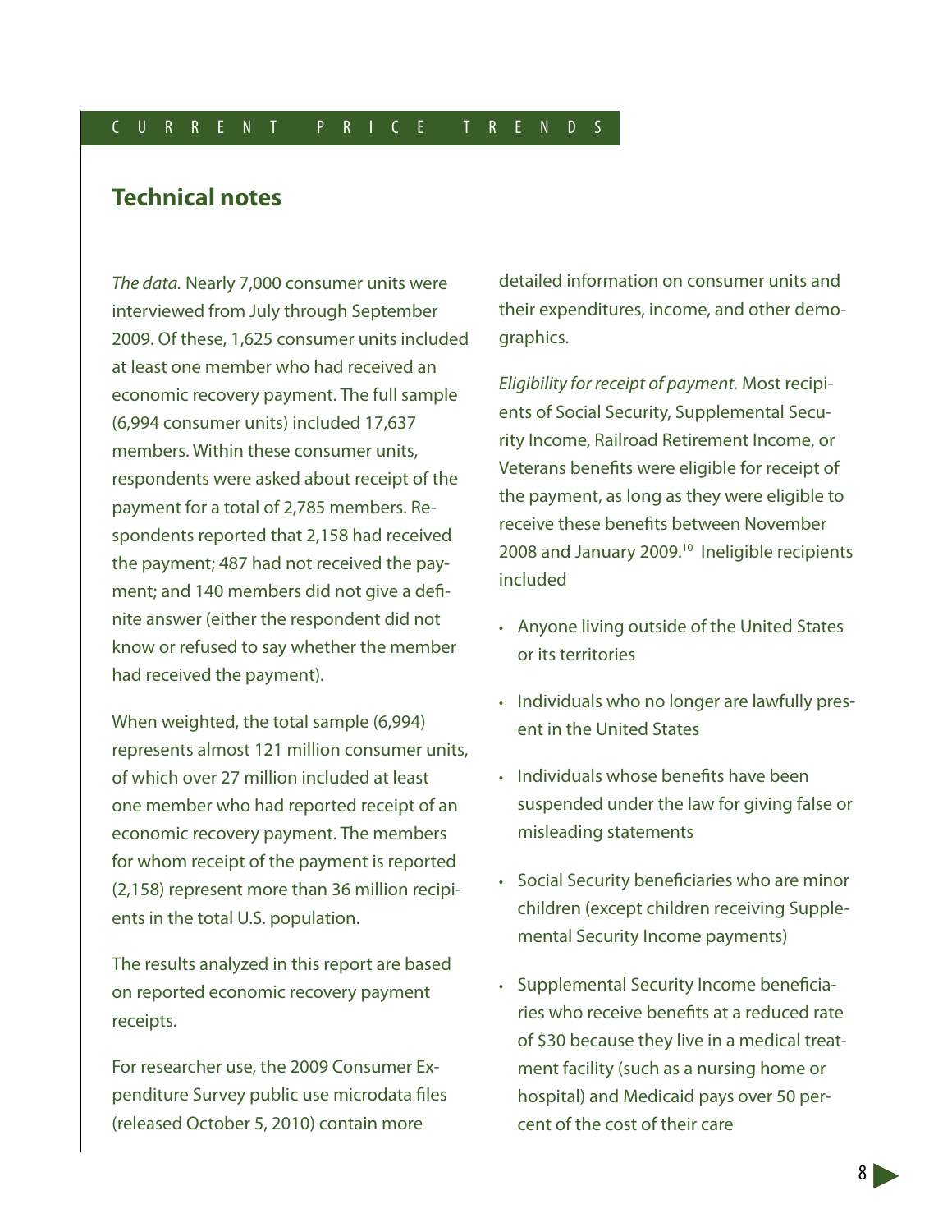## Technical notes

*The data.* Nearly 7,000 consumer units were interviewed from July through September 2009. Of these, 1,625 consumer units included at least one member who had received an economic recovery payment. The full sample (6,994 consumer units) included 17,637 members. Within these consumer units, respondents were asked about receipt of the payment for a total of 2,785 members. Respondents reported that 2,158 had received the payment; 487 had not received the payment; and 140 members did not give a definite answer (either the respondent did not know or refused to say whether the member had received the payment).

When weighted, the total sample (6,994) represents almost 121 million consumer units, of which over 27 million included at least one member who had reported receipt of an economic recovery payment. The members for whom receipt of the payment is reported (2,158) represent more than 36 million recipients in the total U.S. population.

The results analyzed in this report are based on reported economic recovery payment receipts.

For researcher use, the 2009 Consumer Expenditure Survey public use microdata files (released October 5, 2010) contain more detailed information on consumer units and their expenditures, income, and other demographics.

*Eligibility for receipt of payment.* Most recipients of Social Security, Supplemental Security Income, Railroad Retirement Income, or Veterans benefits were eligible for receipt of the payment, as long as they were eligible to receive these benefits between November 2008 and January 2009.[10] Ineligible recipients included

- Anyone living outside of the United States or its territories
- Individuals who no longer are lawfully present in the United States
- Individuals whose benefits have been suspended under the law for giving false or misleading statements
- Social Security beneficiaries who are minor children (except children receiving Supplemental Security Income payments)
- Supplemental Security Income beneficiaries who receive benefits at a reduced rate of $30 because they live in a medical treatment facility (such as a nursing home or hospital) and Medicaid pays over 50 percent of the cost of their care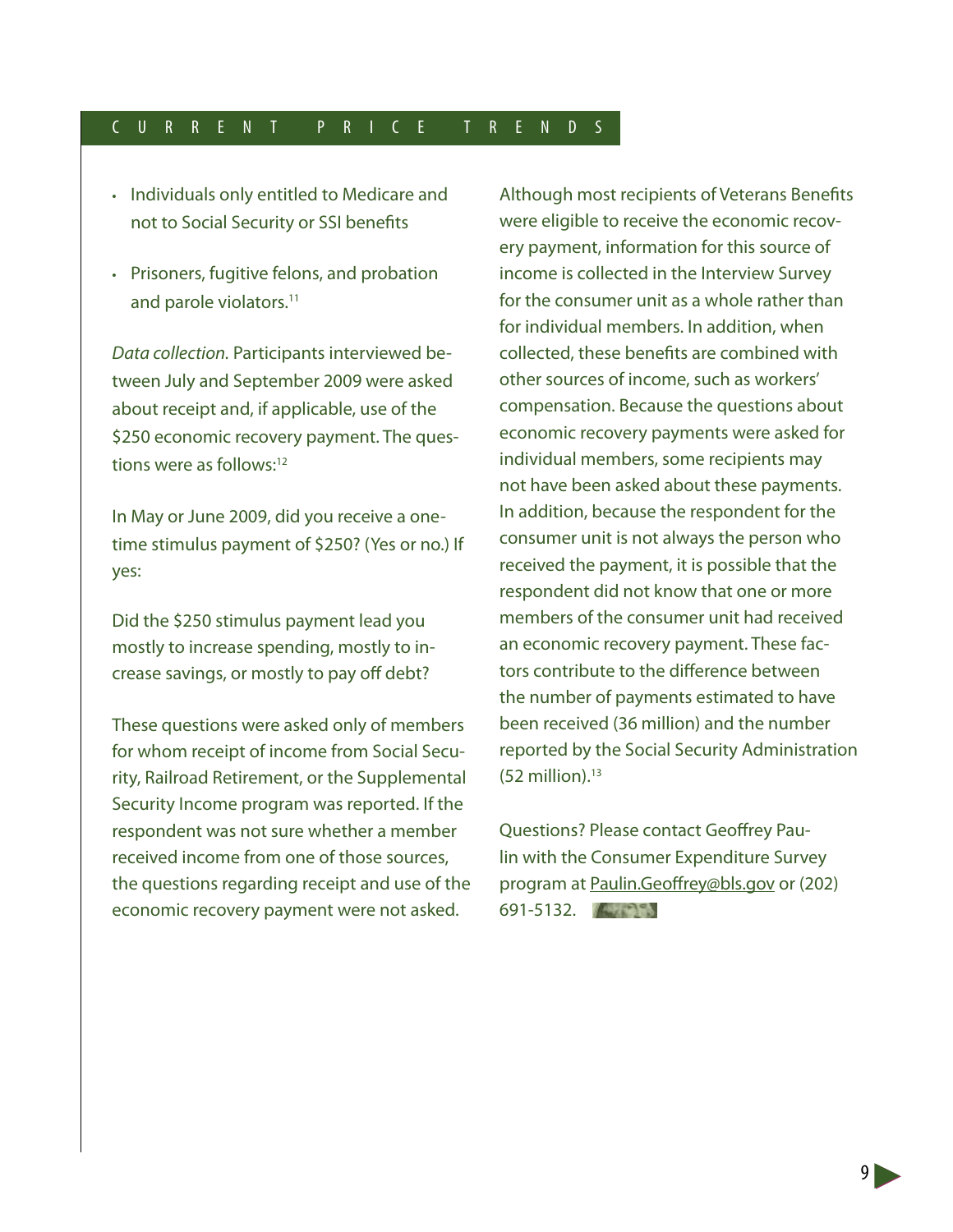- Individuals only entitled to Medicare and not to Social Security or SSI benefits
- Prisoners, fugitive felons, and probation and parole violators.[11]

*Data collection.* Participants interviewed between July and September 2009 were asked about receipt and, if applicable, use of the $250 economic recovery payment. The questions were as follows:[12]

In May or June 2009, did you receive a one-time stimulus payment of $250? (Yes or no.) If yes:

Did the $250 stimulus payment lead you mostly to increase spending, mostly to increase savings, or mostly to pay off debt?

These questions were asked only of members for whom receipt of income from Social Security, Railroad Retirement, or the Supplemental Security Income program was reported. If the respondent was not sure whether a member received income from one of those sources, the questions regarding receipt and use of the economic recovery payment were not asked.

Although most recipients of Veterans Benefits were eligible to receive the economic recovery payment, information for this source of income is collected in the Interview Survey for the consumer unit as a whole rather than for individual members. In addition, when collected, these benefits are combined with other sources of income, such as workers' compensation. Because the questions about economic recovery payments were asked for individual members, some recipients may not have been asked about these payments. In addition, because the respondent for the consumer unit is not always the person who received the payment, it is possible that the respondent did not know that one or more members of the consumer unit had received an economic recovery payment. These factors contribute to the difference between the number of payments estimated to have been received (36 million) and the number reported by the Social Security Administration (52 million).[13]

Questions? Please contact Geoffrey Paulin with the Consumer Expenditure Survey program at Paulin.Geoffrey@bls.gov or (202) 691-5132.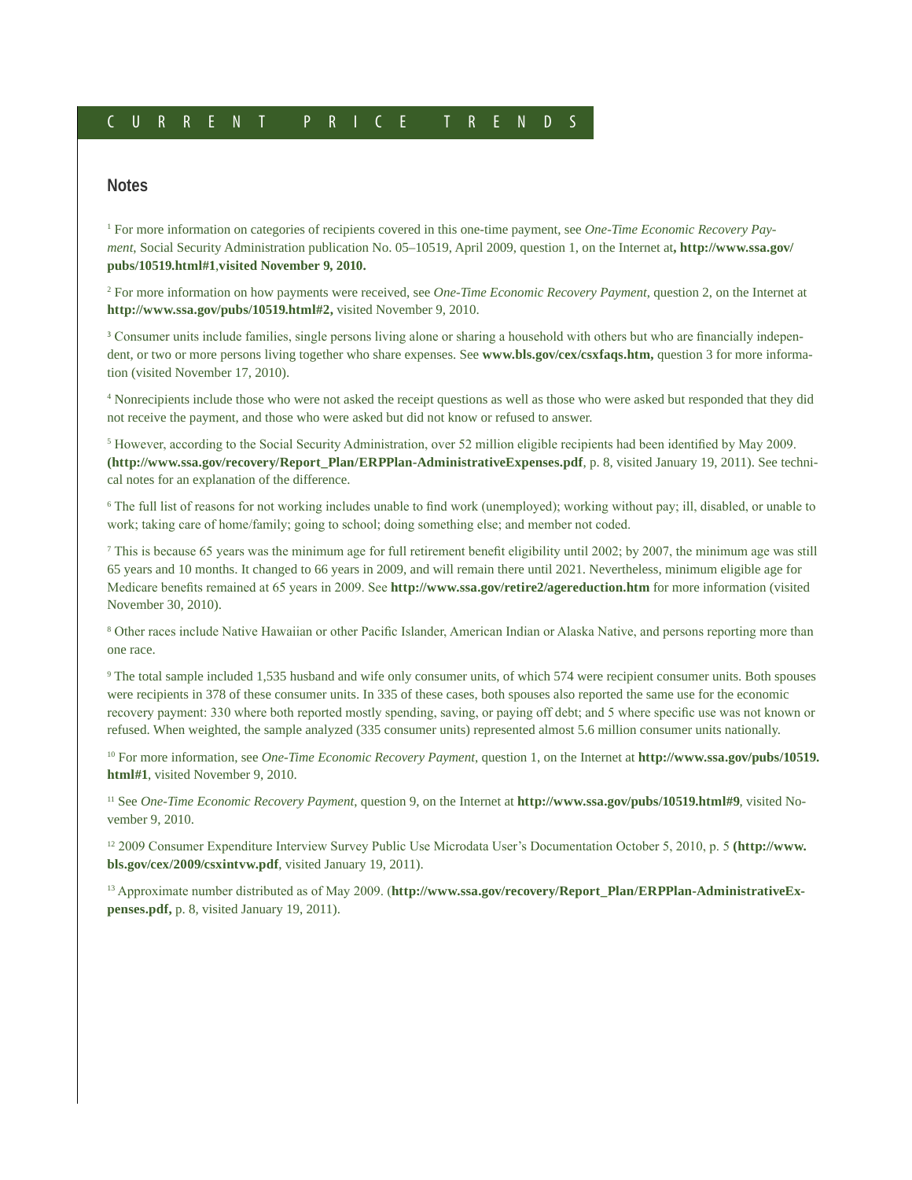## Notes

[1] For more information on categories of recipients covered in this one-time payment, see *One-Time Economic Recovery Payment*, Social Security Administration publication No. 05–10519, April 2009, question 1, on the Internet at**, http://www.ssa.gov/pubs/10519.html#1**,**visited November 9, 2010.**

[2] For more information on how payments were received, see *One-Time Economic Recovery Payment*, question 2, on the Internet at **http://www.ssa.gov/pubs/10519.html#2,** visited November 9, 2010.

[3] Consumer units include families, single persons living alone or sharing a household with others but who are financially independent, or two or more persons living together who share expenses. See **www.bls.gov/cex/csxfaqs.htm,** question 3 for more information (visited November 17, 2010).

[4] Nonrecipients include those who were not asked the receipt questions as well as those who were asked but responded that they did not receive the payment, and those who were asked but did not know or refused to answer.

[5] However, according to the Social Security Administration, over 52 million eligible recipients had been identified by May 2009. **(http://www.ssa.gov/recovery/Report_Plan/ERPPlan-AdministrativeExpenses.pdf**, p. 8, visited January 19, 2011). See technical notes for an explanation of the difference.

[6] The full list of reasons for not working includes unable to find work (unemployed); working without pay; ill, disabled, or unable to work; taking care of home/family; going to school; doing something else; and member not coded.

[7] This is because 65 years was the minimum age for full retirement benefit eligibility until 2002; by 2007, the minimum age was still 65 years and 10 months. It changed to 66 years in 2009, and will remain there until 2021. Nevertheless, minimum eligible age for Medicare benefits remained at 65 years in 2009. See **http://www.ssa.gov/retire2/agereduction.htm** for more information (visited November 30, 2010).

[8] Other races include Native Hawaiian or other Pacific Islander, American Indian or Alaska Native, and persons reporting more than one race.

[9] The total sample included 1,535 husband and wife only consumer units, of which 574 were recipient consumer units. Both spouses were recipients in 378 of these consumer units. In 335 of these cases, both spouses also reported the same use for the economic recovery payment: 330 where both reported mostly spending, saving, or paying off debt; and 5 where specific use was not known or refused. When weighted, the sample analyzed (335 consumer units) represented almost 5.6 million consumer units nationally.

[10] For more information, see *One-Time Economic Recovery Payment*, question 1, on the Internet at **http://www.ssa.gov/pubs/10519.html#1**, visited November 9, 2010.

[11] See *One-Time Economic Recovery Payment*, question 9, on the Internet at **http://www.ssa.gov/pubs/10519.html#9**, visited November 9, 2010.

[12] 2009 Consumer Expenditure Interview Survey Public Use Microdata User's Documentation October 5, 2010, p. 5 **(http://www.bls.gov/cex/2009/csxintvw.pdf**, visited January 19, 2011).

[13] Approximate number distributed as of May 2009. (**http://www.ssa.gov/recovery/Report_Plan/ERPPlan-AdministrativeExpenses.pdf,** p. 8, visited January 19, 2011).